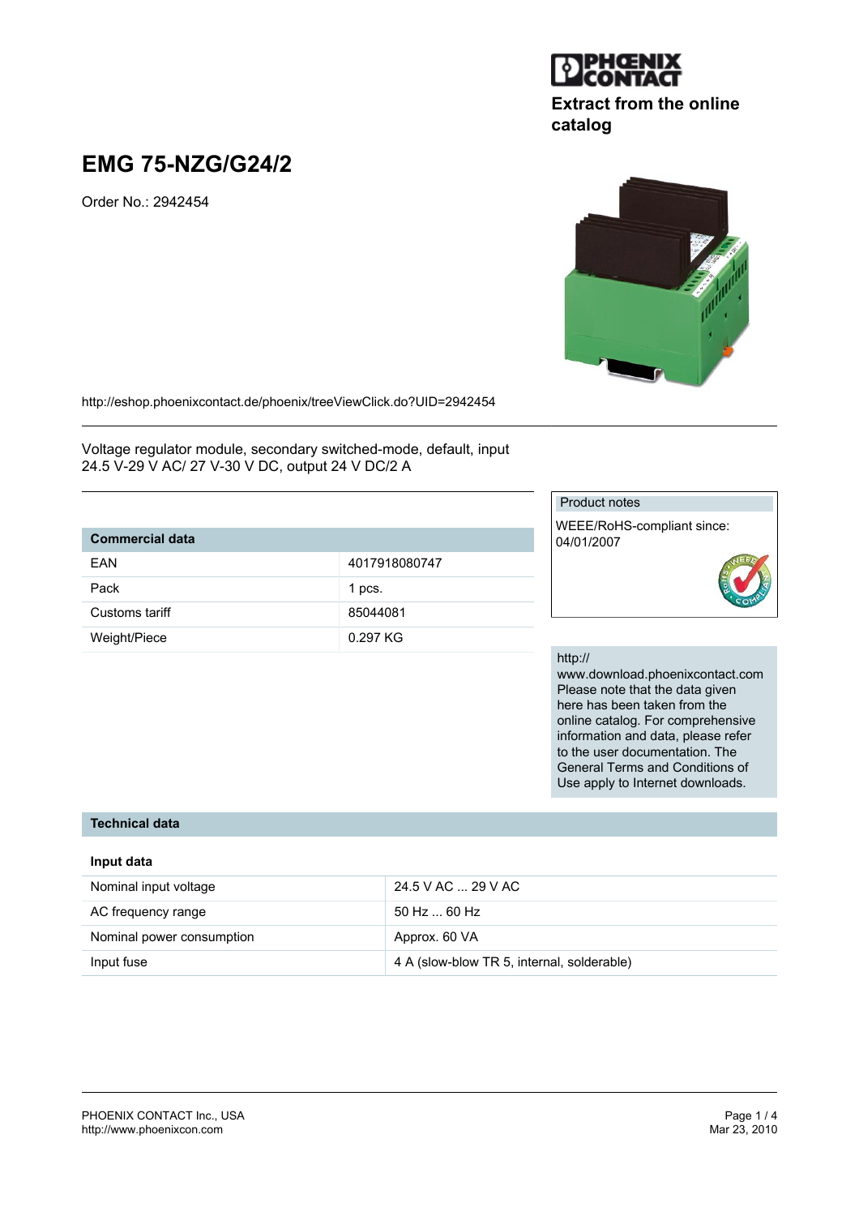Extract from the online catalog

# EMG 75-NZG/G24/2

Order No.: 2942454

http://eshop.phoenixcontact.de/phoenix/treeViewClick.do?UID=2942454

Voltage regulator module, secondary switched-mode, default, input 24.5 V-29 V AC/ 27 V-30 V DC, output 24 V DC/2 A

| Commercial data | |
|---|---|
| EAN | 4017918080747 |
| Pack | 1 pcs. |
| Customs tariff | 85044081 |
| Weight/Piece | 0.297 KG |

Product notes

WEEE/RoHS-compliant since: 04/01/2007

http://www.download.phoenixcontact.com
Please note that the data given here has been taken from the online catalog. For comprehensive information and data, please refer to the user documentation. The General Terms and Conditions of Use apply to Internet downloads.

## Technical data

### Input data

| | |
|---|---|
| Nominal input voltage | 24.5 V AC ... 29 V AC |
| AC frequency range | 50 Hz ... 60 Hz |
| Nominal power consumption | Approx. 60 VA |
| Input fuse | 4 A (slow-blow TR 5, internal, solderable) |

PHOENIX CONTACT Inc., USA
http://www.phoenixcon.com

Mar 23, 2010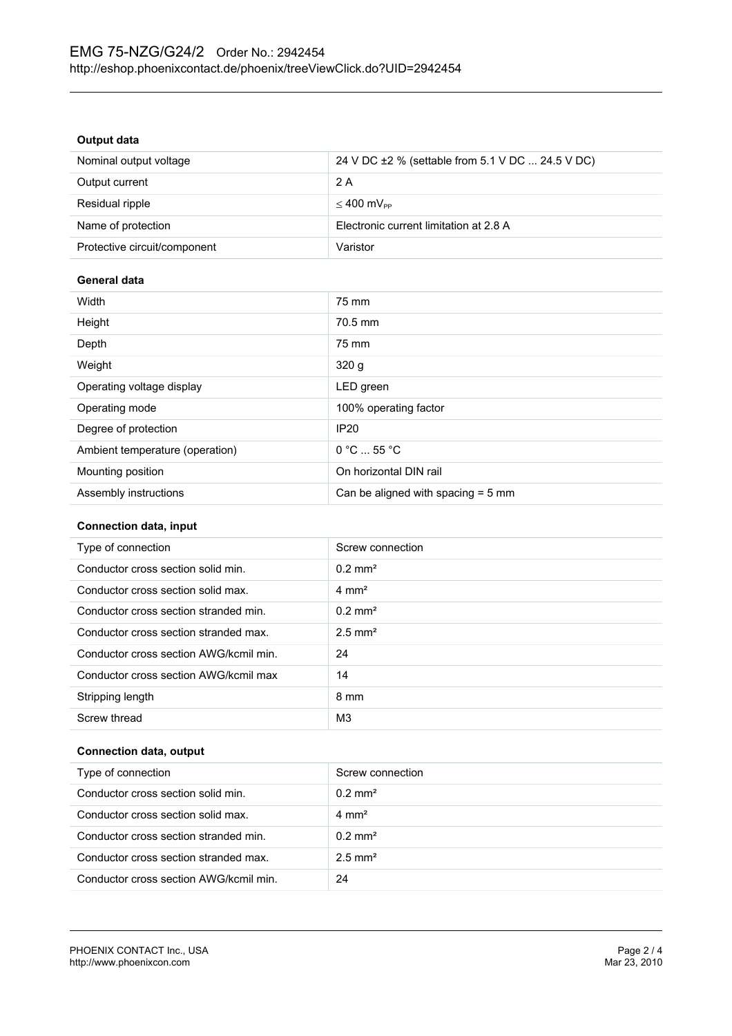### Output data

| | |
|---|---|
| Nominal output voltage | 24 V DC ±2 % (settable from 5.1 V DC ... 24.5 V DC) |
| Output current | 2 A |
| Residual ripple | ≤ 400 $mV_{PP}$ |
| Name of protection | Electronic current limitation at 2.8 A |
| Protective circuit/component | Varistor |

### General data

| | |
|---|---|
| Width | 75 mm |
| Height | 70.5 mm |
| Depth | 75 mm |
| Weight | 320 g |
| Operating voltage display | LED green |
| Operating mode | 100% operating factor |
| Degree of protection | IP20 |
| Ambient temperature (operation) | 0 °C ... 55 °C |
| Mounting position | On horizontal DIN rail |
| Assembly instructions | Can be aligned with spacing = 5 mm |

### Connection data, input

| | |
|---|---|
| Type of connection | Screw connection |
| Conductor cross section solid min. | 0.2 mm² |
| Conductor cross section solid max. | 4 mm² |
| Conductor cross section stranded min. | 0.2 mm² |
| Conductor cross section stranded max. | 2.5 mm² |
| Conductor cross section AWG/kcmil min. | 24 |
| Conductor cross section AWG/kcmil max | 14 |
| Stripping length | 8 mm |
| Screw thread | M3 |

### Connection data, output

| | |
|---|---|
| Type of connection | Screw connection |
| Conductor cross section solid min. | 0.2 mm² |
| Conductor cross section solid max. | 4 mm² |
| Conductor cross section stranded min. | 0.2 mm² |
| Conductor cross section stranded max. | 2.5 mm² |
| Conductor cross section AWG/kcmil min. | 24 |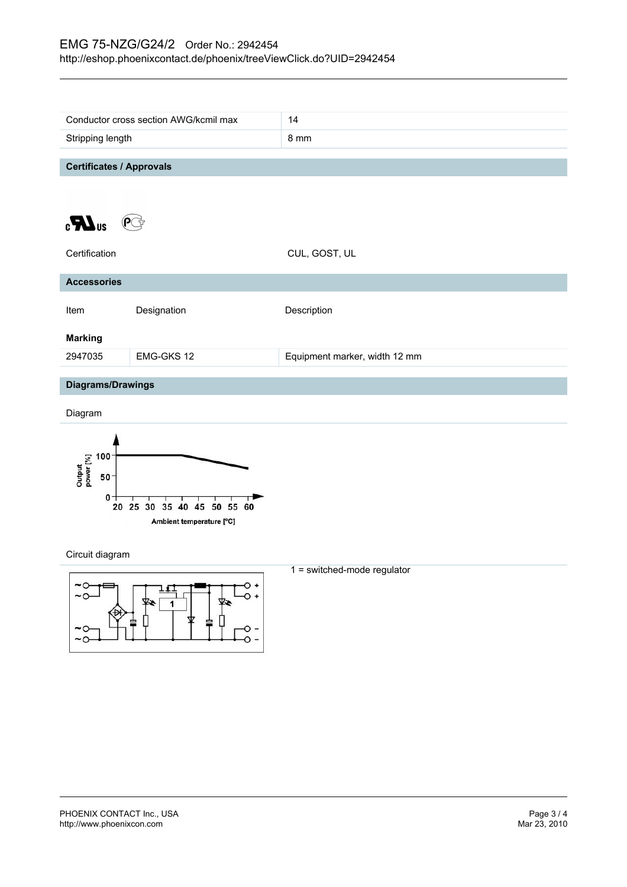| | |
|---|---|
| Conductor cross section AWG/kcmil max | 14 |
| Stripping length | 8 mm |

## Certificates / Approvals

| | |
|---|---|
| Certification | CUL, GOST, UL |

## Accessories

| Item | Designation | Description |
|---|---|---|
| **Marking** | | |
| 2947035 | EMG-GKS 12 | Equipment marker, width 12 mm |

## Diagrams/Drawings

Diagram

Circuit diagram

1 = switched-mode regulator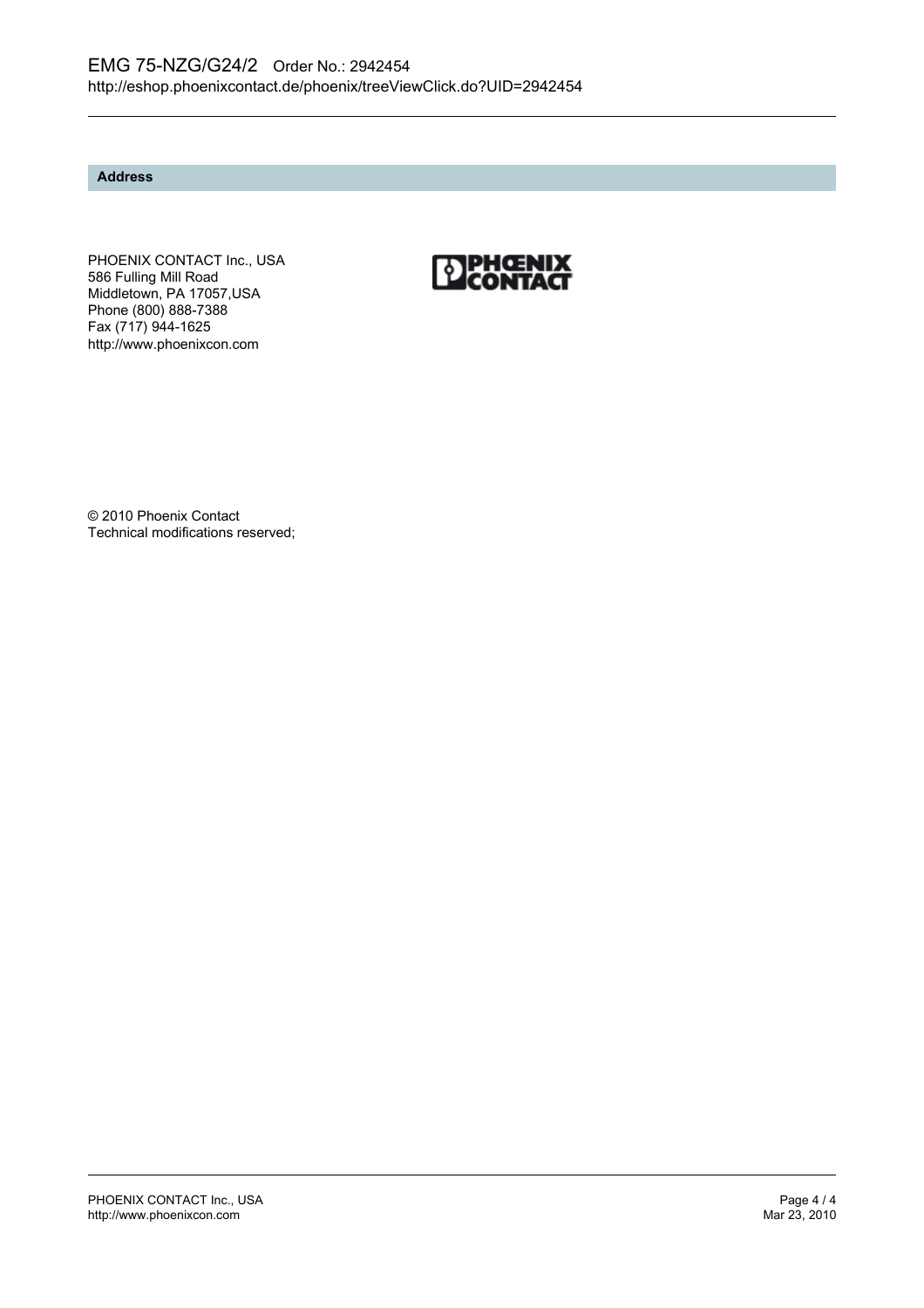## Address

PHOENIX CONTACT Inc., USA
586 Fulling Mill Road
Middletown, PA 17057,USA
Phone (800) 888-7388
Fax (717) 944-1625
http://www.phoenixcon.com

© 2010 Phoenix Contact
Technical modifications reserved;